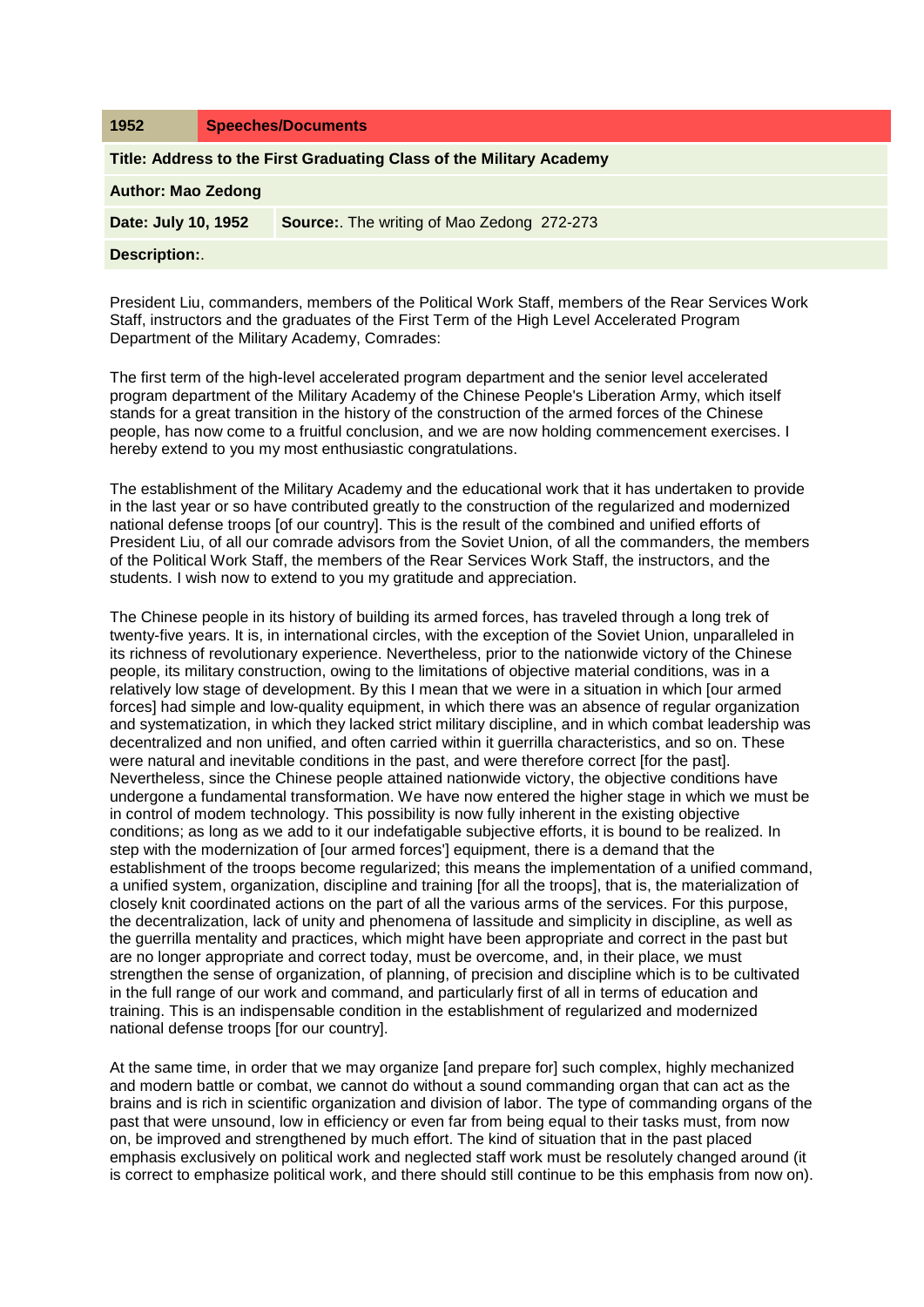| | |
|---|---|
| **1952** | **Speeches/Documents** |

**Title: Address to the First Graduating Class of the Military Academy**

**Author: Mao Zedong**

**Date: July 10, 1952** | **Source:**. The writing of Mao Zedong 272-273

**Description:**.

President Liu, commanders, members of the Political Work Staff, members of the Rear Services Work Staff, instructors and the graduates of the First Term of the High Level Accelerated Program Department of the Military Academy, Comrades:

The first term of the high-level accelerated program department and the senior level accelerated program department of the Military Academy of the Chinese People's Liberation Army, which itself stands for a great transition in the history of the construction of the armed forces of the Chinese people, has now come to a fruitful conclusion, and we are now holding commencement exercises. I hereby extend to you my most enthusiastic congratulations.

The establishment of the Military Academy and the educational work that it has undertaken to provide in the last year or so have contributed greatly to the construction of the regularized and modernized national defense troops [of our country]. This is the result of the combined and unified efforts of President Liu, of all our comrade advisors from the Soviet Union, of all the commanders, the members of the Political Work Staff, the members of the Rear Services Work Staff, the instructors, and the students. I wish now to extend to you my gratitude and appreciation.

The Chinese people in its history of building its armed forces, has traveled through a long trek of twenty-five years. It is, in international circles, with the exception of the Soviet Union, unparalleled in its richness of revolutionary experience. Nevertheless, prior to the nationwide victory of the Chinese people, its military construction, owing to the limitations of objective material conditions, was in a relatively low stage of development. By this I mean that we were in a situation in which [our armed forces] had simple and low-quality equipment, in which there was an absence of regular organization and systematization, in which they lacked strict military discipline, and in which combat leadership was decentralized and non unified, and often carried within it guerrilla characteristics, and so on. These were natural and inevitable conditions in the past, and were therefore correct [for the past]. Nevertheless, since the Chinese people attained nationwide victory, the objective conditions have undergone a fundamental transformation. We have now entered the higher stage in which we must be in control of modem technology. This possibility is now fully inherent in the existing objective conditions; as long as we add to it our indefatigable subjective efforts, it is bound to be realized. In step with the modernization of [our armed forces'] equipment, there is a demand that the establishment of the troops become regularized; this means the implementation of a unified command, a unified system, organization, discipline and training [for all the troops], that is, the materialization of closely knit coordinated actions on the part of all the various arms of the services. For this purpose, the decentralization, lack of unity and phenomena of lassitude and simplicity in discipline, as well as the guerrilla mentality and practices, which might have been appropriate and correct in the past but are no longer appropriate and correct today, must be overcome, and, in their place, we must strengthen the sense of organization, of planning, of precision and discipline which is to be cultivated in the full range of our work and command, and particularly first of all in terms of education and training. This is an indispensable condition in the establishment of regularized and modernized national defense troops [for our country].

At the same time, in order that we may organize [and prepare for] such complex, highly mechanized and modern battle or combat, we cannot do without a sound commanding organ that can act as the brains and is rich in scientific organization and division of labor. The type of commanding organs of the past that were unsound, low in efficiency or even far from being equal to their tasks must, from now on, be improved and strengthened by much effort. The kind of situation that in the past placed emphasis exclusively on political work and neglected staff work must be resolutely changed around (it is correct to emphasize political work, and there should still continue to be this emphasis from now on).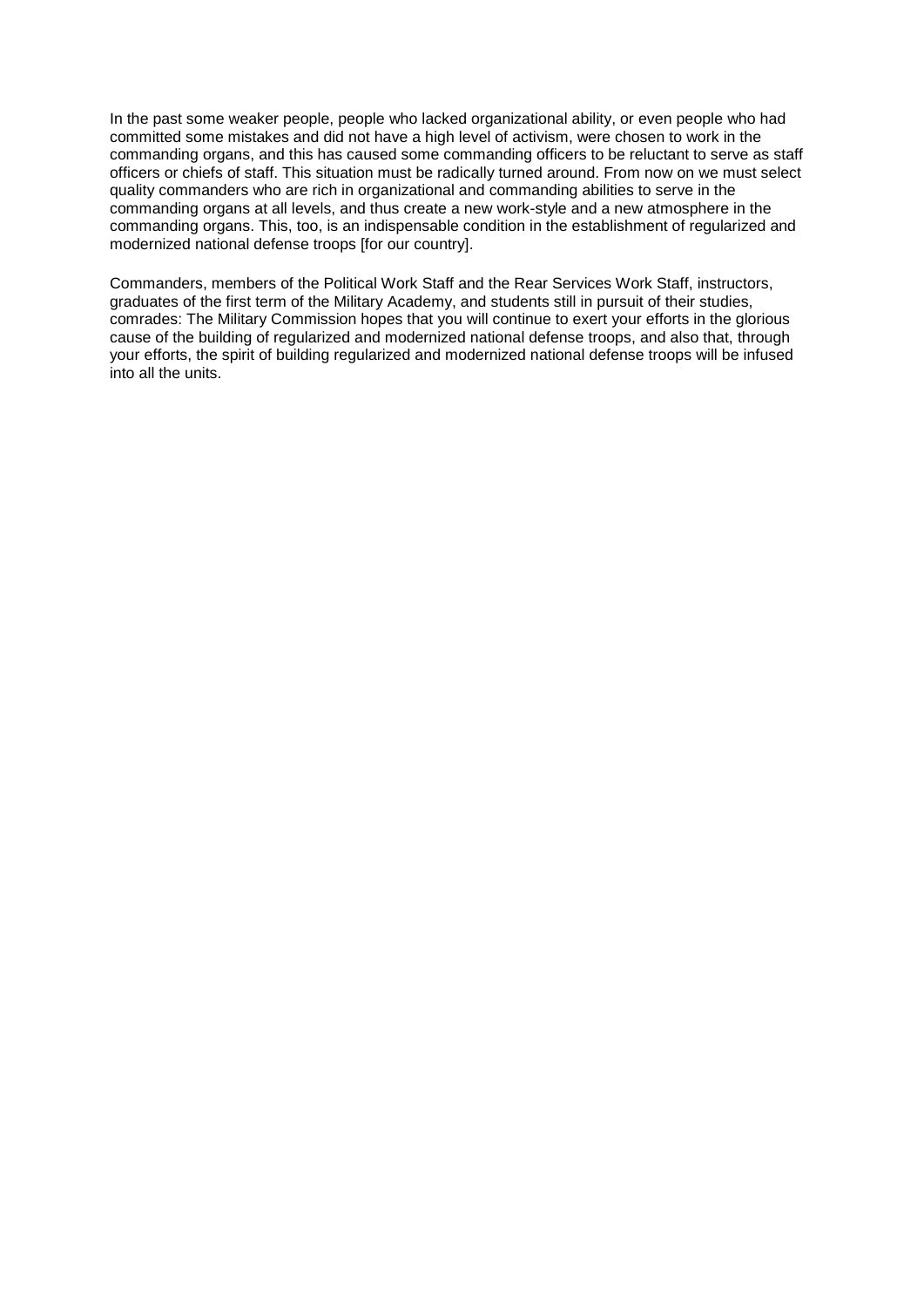In the past some weaker people, people who lacked organizational ability, or even people who had committed some mistakes and did not have a high level of activism, were chosen to work in the commanding organs, and this has caused some commanding officers to be reluctant to serve as staff officers or chiefs of staff. This situation must be radically turned around. From now on we must select quality commanders who are rich in organizational and commanding abilities to serve in the commanding organs at all levels, and thus create a new work-style and a new atmosphere in the commanding organs. This, too, is an indispensable condition in the establishment of regularized and modernized national defense troops [for our country].

Commanders, members of the Political Work Staff and the Rear Services Work Staff, instructors, graduates of the first term of the Military Academy, and students still in pursuit of their studies, comrades: The Military Commission hopes that you will continue to exert your efforts in the glorious cause of the building of regularized and modernized national defense troops, and also that, through your efforts, the spirit of building regularized and modernized national defense troops will be infused into all the units.